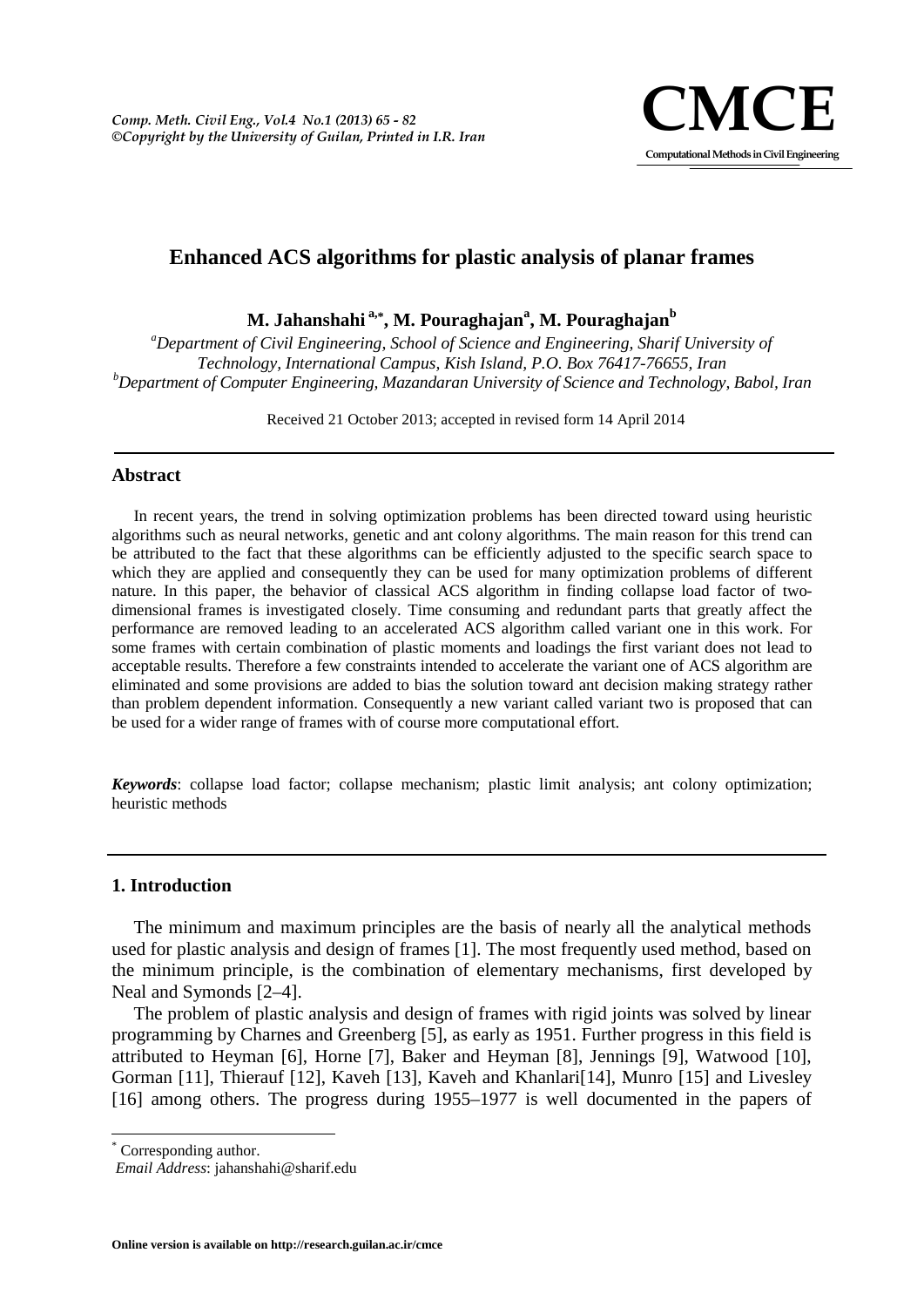# Enhanced ACS algorithms for plastic analysis of planar frames

**M. Jahanshahi [a,*], M. Pouraghajan[a], M. Pouraghajan[b]**

[a]*Department of Civil Engineering, School of Science and Engineering, Sharif University of Technology, International Campus, Kish Island, P.O. Box 76417-76655, Iran*
[b]*Department of Computer Engineering, Mazandaran University of Science and Technology, Babol, Iran*

Received 21 October 2013; accepted in revised form 14 April 2014

## Abstract

In recent years, the trend in solving optimization problems has been directed toward using heuristic algorithms such as neural networks, genetic and ant colony algorithms. The main reason for this trend can be attributed to the fact that these algorithms can be efficiently adjusted to the specific search space to which they are applied and consequently they can be used for many optimization problems of different nature. In this paper, the behavior of classical ACS algorithm in finding collapse load factor of two-dimensional frames is investigated closely. Time consuming and redundant parts that greatly affect the performance are removed leading to an accelerated ACS algorithm called variant one in this work. For some frames with certain combination of plastic moments and loadings the first variant does not lead to acceptable results. Therefore a few constraints intended to accelerate the variant one of ACS algorithm are eliminated and some provisions are added to bias the solution toward ant decision making strategy rather than problem dependent information. Consequently a new variant called variant two is proposed that can be used for a wider range of frames with of course more computational effort.

***Keywords***: collapse load factor; collapse mechanism; plastic limit analysis; ant colony optimization; heuristic methods

## 1. Introduction

The minimum and maximum principles are the basis of nearly all the analytical methods used for plastic analysis and design of frames [1]. The most frequently used method, based on the minimum principle, is the combination of elementary mechanisms, first developed by Neal and Symonds [2–4].

The problem of plastic analysis and design of frames with rigid joints was solved by linear programming by Charnes and Greenberg [5], as early as 1951. Further progress in this field is attributed to Heyman [6], Horne [7], Baker and Heyman [8], Jennings [9], Watwood [10], Gorman [11], Thierauf [12], Kaveh [13], Kaveh and Khanlari[14], Munro [15] and Livesley [16] among others. The progress during 1955–1977 is well documented in the papers of

---

[*] Corresponding author.
*Email Address*: jahanshahi@sharif.edu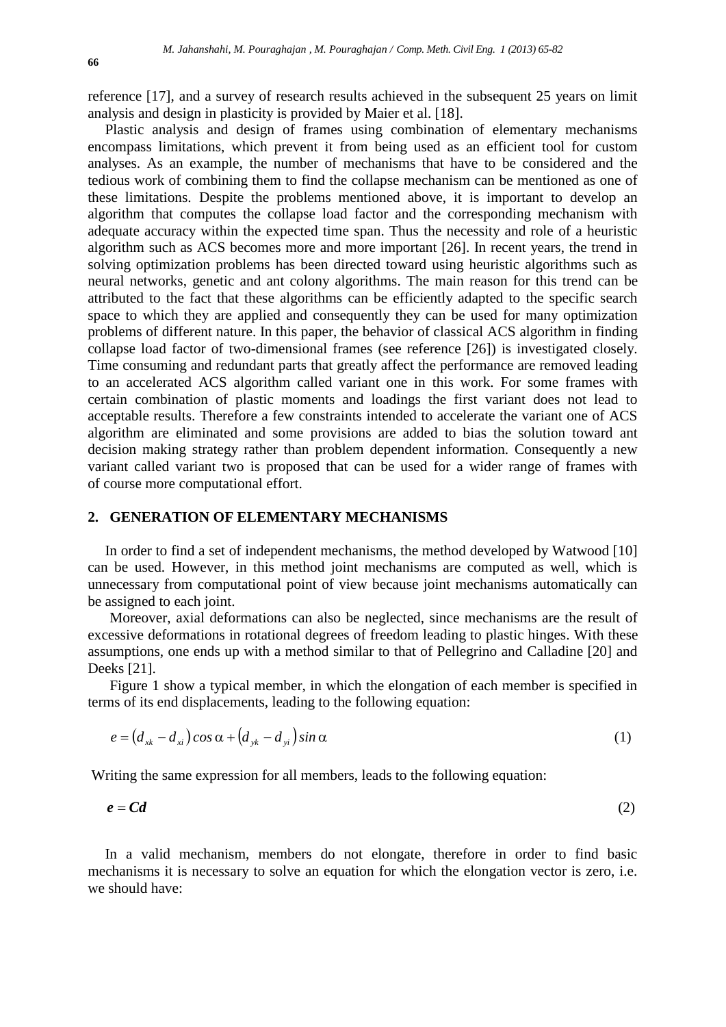reference [17], and a survey of research results achieved in the subsequent 25 years on limit analysis and design in plasticity is provided by Maier et al. [18].

Plastic analysis and design of frames using combination of elementary mechanisms encompass limitations, which prevent it from being used as an efficient tool for custom analyses. As an example, the number of mechanisms that have to be considered and the tedious work of combining them to find the collapse mechanism can be mentioned as one of these limitations. Despite the problems mentioned above, it is important to develop an algorithm that computes the collapse load factor and the corresponding mechanism with adequate accuracy within the expected time span. Thus the necessity and role of a heuristic algorithm such as ACS becomes more and more important [26]. In recent years, the trend in solving optimization problems has been directed toward using heuristic algorithms such as neural networks, genetic and ant colony algorithms. The main reason for this trend can be attributed to the fact that these algorithms can be efficiently adapted to the specific search space to which they are applied and consequently they can be used for many optimization problems of different nature. In this paper, the behavior of classical ACS algorithm in finding collapse load factor of two-dimensional frames (see reference [26]) is investigated closely. Time consuming and redundant parts that greatly affect the performance are removed leading to an accelerated ACS algorithm called variant one in this work. For some frames with certain combination of plastic moments and loadings the first variant does not lead to acceptable results. Therefore a few constraints intended to accelerate the variant one of ACS algorithm are eliminated and some provisions are added to bias the solution toward ant decision making strategy rather than problem dependent information. Consequently a new variant called variant two is proposed that can be used for a wider range of frames with of course more computational effort.

## 2. GENERATION OF ELEMENTARY MECHANISMS

In order to find a set of independent mechanisms, the method developed by Watwood [10] can be used. However, in this method joint mechanisms are computed as well, which is unnecessary from computational point of view because joint mechanisms automatically can be assigned to each joint.

Moreover, axial deformations can also be neglected, since mechanisms are the result of excessive deformations in rotational degrees of freedom leading to plastic hinges. With these assumptions, one ends up with a method similar to that of Pellegrino and Calladine [20] and Deeks [21].

Figure 1 show a typical member, in which the elongation of each member is specified in terms of its end displacements, leading to the following equation:

$$e = \left(d_{xk} - d_{xi}\right) \cos \alpha + \left(d_{yk} - d_{yi}\right) \sin \alpha \tag{1}$$

Writing the same expression for all members, leads to the following equation:

$$\boldsymbol{e} = \boldsymbol{C}\boldsymbol{d} \tag{2}$$

In a valid mechanism, members do not elongate, therefore in order to find basic mechanisms it is necessary to solve an equation for which the elongation vector is zero, i.e. we should have: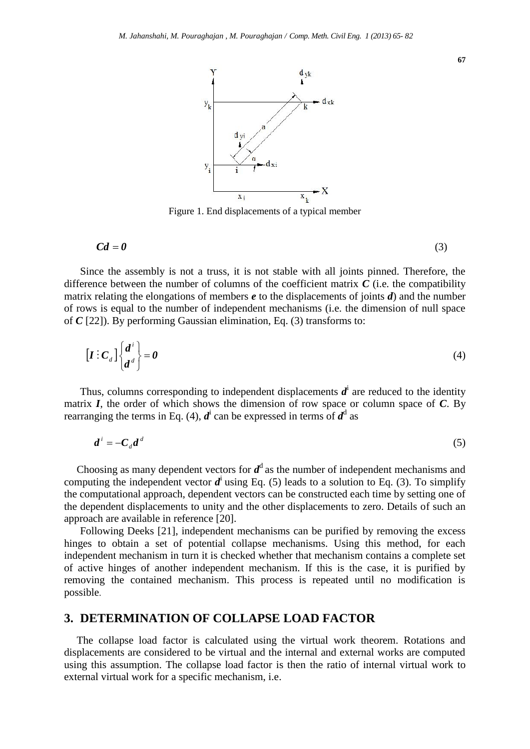Figure 1. End displacements of a typical member

$$\boldsymbol{C}\boldsymbol{d} = \boldsymbol{0} \tag{3}$$

Since the assembly is not a truss, it is not stable with all joints pinned. Therefore, the difference between the number of columns of the coefficient matrix $\boldsymbol{C}$ (i.e. the compatibility matrix relating the elongations of members $\boldsymbol{e}$ to the displacements of joints $\boldsymbol{d}$) and the number of rows is equal to the number of independent mechanisms (i.e. the dimension of null space of $\boldsymbol{C}$ [22]). By performing Gaussian elimination, Eq. (3) transforms to:

$$\left[\boldsymbol{I} \vdots \boldsymbol{C}_d\right]\begin{Bmatrix}\boldsymbol{d}^i \\ \boldsymbol{d}^d\end{Bmatrix} = \boldsymbol{0} \tag{4}$$

Thus, columns corresponding to independent displacements $\boldsymbol{d}^i$ are reduced to the identity matrix $\boldsymbol{I}$, the order of which shows the dimension of row space or column space of $\boldsymbol{C}$. By rearranging the terms in Eq. (4), $\boldsymbol{d}^i$ can be expressed in terms of $\boldsymbol{d}^d$ as

$$\boldsymbol{d}^i = -\boldsymbol{C}_d \boldsymbol{d}^d \tag{5}$$

Choosing as many dependent vectors for $\boldsymbol{d}^d$ as the number of independent mechanisms and computing the independent vector $\boldsymbol{d}^i$ using Eq. (5) leads to a solution to Eq. (3). To simplify the computational approach, dependent vectors can be constructed each time by setting one of the dependent displacements to unity and the other displacements to zero. Details of such an approach are available in reference [20].

Following Deeks [21], independent mechanisms can be purified by removing the excess hinges to obtain a set of potential collapse mechanisms. Using this method, for each independent mechanism in turn it is checked whether that mechanism contains a complete set of active hinges of another independent mechanism. If this is the case, it is purified by removing the contained mechanism. This process is repeated until no modification is possible.

## 3. DETERMINATION OF COLLAPSE LOAD FACTOR

The collapse load factor is calculated using the virtual work theorem. Rotations and displacements are considered to be virtual and the internal and external works are computed using this assumption. The collapse load factor is then the ratio of internal virtual work to external virtual work for a specific mechanism, i.e.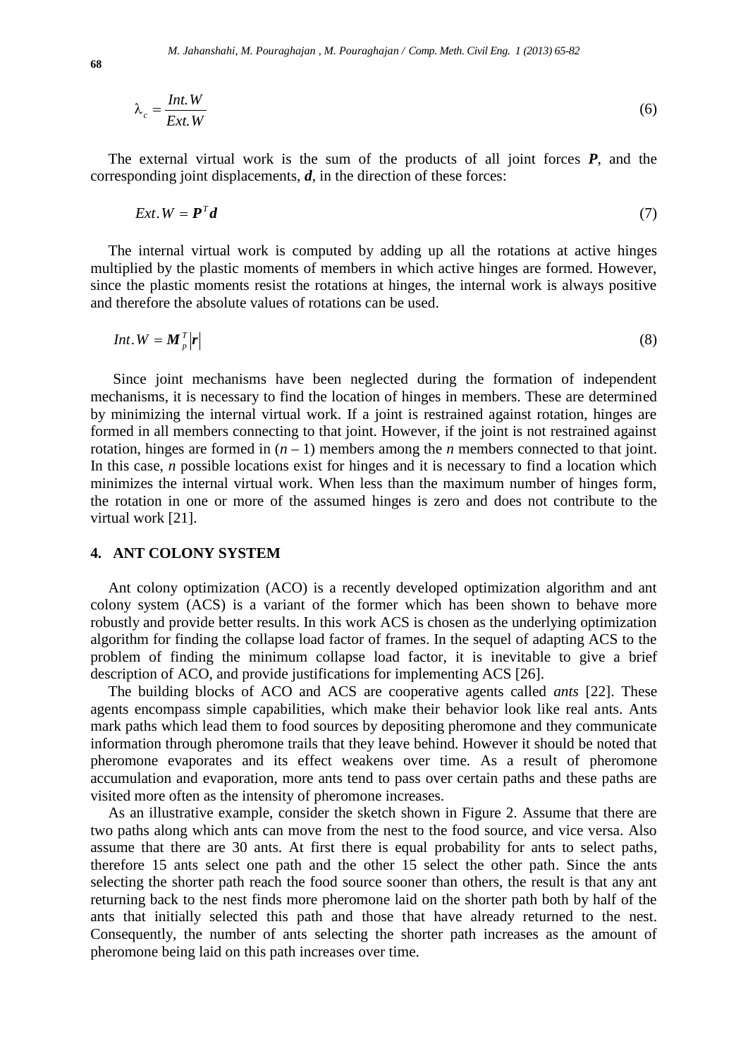$$\lambda_c = \frac{Int.W}{Ext.W} \tag{6}$$

The external virtual work is the sum of the products of all joint forces $\boldsymbol{P}$, and the corresponding joint displacements, $\boldsymbol{d}$, in the direction of these forces:

$$Ext.W = \boldsymbol{P}^T \boldsymbol{d} \tag{7}$$

The internal virtual work is computed by adding up all the rotations at active hinges multiplied by the plastic moments of members in which active hinges are formed. However, since the plastic moments resist the rotations at hinges, the internal work is always positive and therefore the absolute values of rotations can be used.

$$Int.W = \boldsymbol{M}_p^T |\boldsymbol{r}| \tag{8}$$

Since joint mechanisms have been neglected during the formation of independent mechanisms, it is necessary to find the location of hinges in members. These are determined by minimizing the internal virtual work. If a joint is restrained against rotation, hinges are formed in all members connecting to that joint. However, if the joint is not restrained against rotation, hinges are formed in $(n-1)$ members among the $n$ members connected to that joint. In this case, $n$ possible locations exist for hinges and it is necessary to find a location which minimizes the internal virtual work. When less than the maximum number of hinges form, the rotation in one or more of the assumed hinges is zero and does not contribute to the virtual work [21].

## 4. ANT COLONY SYSTEM

Ant colony optimization (ACO) is a recently developed optimization algorithm and ant colony system (ACS) is a variant of the former which has been shown to behave more robustly and provide better results. In this work ACS is chosen as the underlying optimization algorithm for finding the collapse load factor of frames. In the sequel of adapting ACS to the problem of finding the minimum collapse load factor, it is inevitable to give a brief description of ACO, and provide justifications for implementing ACS [26].

The building blocks of ACO and ACS are cooperative agents called *ants* [22]. These agents encompass simple capabilities, which make their behavior look like real ants. Ants mark paths which lead them to food sources by depositing pheromone and they communicate information through pheromone trails that they leave behind. However it should be noted that pheromone evaporates and its effect weakens over time. As a result of pheromone accumulation and evaporation, more ants tend to pass over certain paths and these paths are visited more often as the intensity of pheromone increases.

As an illustrative example, consider the sketch shown in Figure 2. Assume that there are two paths along which ants can move from the nest to the food source, and vice versa. Also assume that there are 30 ants. At first there is equal probability for ants to select paths, therefore 15 ants select one path and the other 15 select the other path. Since the ants selecting the shorter path reach the food source sooner than others, the result is that any ant returning back to the nest finds more pheromone laid on the shorter path both by half of the ants that initially selected this path and those that have already returned to the nest. Consequently, the number of ants selecting the shorter path increases as the amount of pheromone being laid on this path increases over time.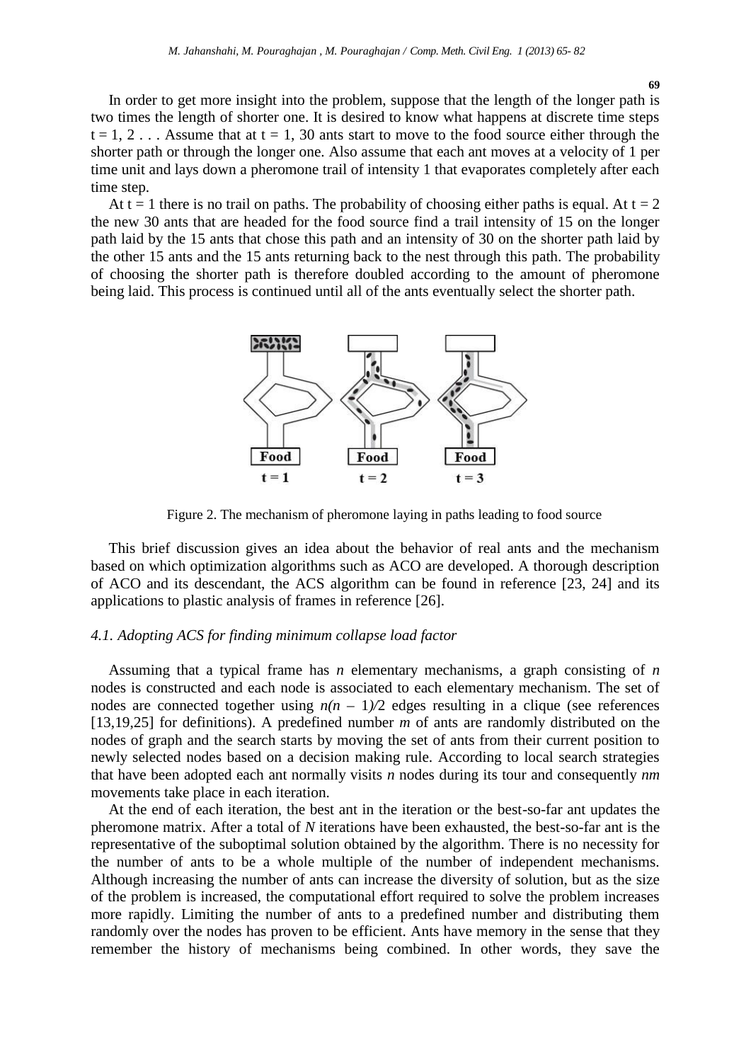In order to get more insight into the problem, suppose that the length of the longer path is two times the length of shorter one. It is desired to know what happens at discrete time steps $t = 1, 2 \ldots$ Assume that at $t = 1$, 30 ants start to move to the food source either through the shorter path or through the longer one. Also assume that each ant moves at a velocity of 1 per time unit and lays down a pheromone trail of intensity 1 that evaporates completely after each time step.

At $t = 1$ there is no trail on paths. The probability of choosing either paths is equal. At $t = 2$ the new 30 ants that are headed for the food source find a trail intensity of 15 on the longer path laid by the 15 ants that chose this path and an intensity of 30 on the shorter path laid by the other 15 ants and the 15 ants returning back to the nest through this path. The probability of choosing the shorter path is therefore doubled according to the amount of pheromone being laid. This process is continued until all of the ants eventually select the shorter path.

Figure 2. The mechanism of pheromone laying in paths leading to food source

This brief discussion gives an idea about the behavior of real ants and the mechanism based on which optimization algorithms such as ACO are developed. A thorough description of ACO and its descendant, the ACS algorithm can be found in reference [23, 24] and its applications to plastic analysis of frames in reference [26].

### *4.1. Adopting ACS for finding minimum collapse load factor*

Assuming that a typical frame has *n* elementary mechanisms, a graph consisting of *n* nodes is constructed and each node is associated to each elementary mechanism. The set of nodes are connected together using $n(n - 1)/2$ edges resulting in a clique (see references [13,19,25] for definitions). A predefined number *m* of ants are randomly distributed on the nodes of graph and the search starts by moving the set of ants from their current position to newly selected nodes based on a decision making rule. According to local search strategies that have been adopted each ant normally visits *n* nodes during its tour and consequently *nm* movements take place in each iteration.

At the end of each iteration, the best ant in the iteration or the best-so-far ant updates the pheromone matrix. After a total of *N* iterations have been exhausted, the best-so-far ant is the representative of the suboptimal solution obtained by the algorithm. There is no necessity for the number of ants to be a whole multiple of the number of independent mechanisms. Although increasing the number of ants can increase the diversity of solution, but as the size of the problem is increased, the computational effort required to solve the problem increases more rapidly. Limiting the number of ants to a predefined number and distributing them randomly over the nodes has proven to be efficient. Ants have memory in the sense that they remember the history of mechanisms being combined. In other words, they save the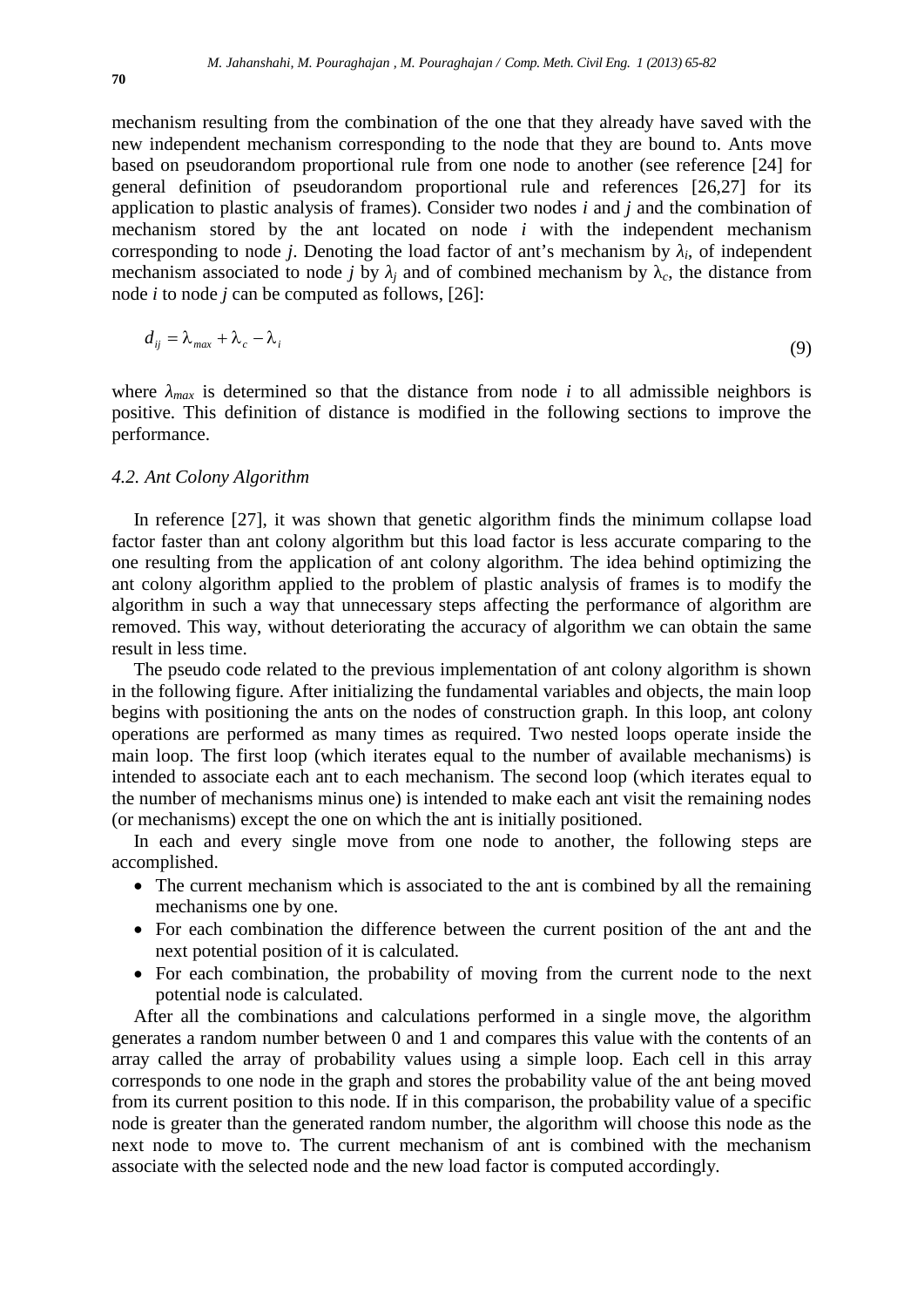mechanism resulting from the combination of the one that they already have saved with the new independent mechanism corresponding to the node that they are bound to. Ants move based on pseudorandom proportional rule from one node to another (see reference [24] for general definition of pseudorandom proportional rule and references [26,27] for its application to plastic analysis of frames). Consider two nodes *i* and *j* and the combination of mechanism stored by the ant located on node *i* with the independent mechanism corresponding to node *j*. Denoting the load factor of ant's mechanism by $\lambda_i$, of independent mechanism associated to node *j* by $\lambda_j$ and of combined mechanism by $\lambda_c$, the distance from node *i* to node *j* can be computed as follows, [26]:

$$d_{ij} = \lambda_{max} + \lambda_c - \lambda_i \tag{9}$$

where $\lambda_{max}$ is determined so that the distance from node *i* to all admissible neighbors is positive. This definition of distance is modified in the following sections to improve the performance.

### *4.2. Ant Colony Algorithm*

In reference [27], it was shown that genetic algorithm finds the minimum collapse load factor faster than ant colony algorithm but this load factor is less accurate comparing to the one resulting from the application of ant colony algorithm. The idea behind optimizing the ant colony algorithm applied to the problem of plastic analysis of frames is to modify the algorithm in such a way that unnecessary steps affecting the performance of algorithm are removed. This way, without deteriorating the accuracy of algorithm we can obtain the same result in less time.

The pseudo code related to the previous implementation of ant colony algorithm is shown in the following figure. After initializing the fundamental variables and objects, the main loop begins with positioning the ants on the nodes of construction graph. In this loop, ant colony operations are performed as many times as required. Two nested loops operate inside the main loop. The first loop (which iterates equal to the number of available mechanisms) is intended to associate each ant to each mechanism. The second loop (which iterates equal to the number of mechanisms minus one) is intended to make each ant visit the remaining nodes (or mechanisms) except the one on which the ant is initially positioned.

In each and every single move from one node to another, the following steps are accomplished.

- The current mechanism which is associated to the ant is combined by all the remaining mechanisms one by one.
- For each combination the difference between the current position of the ant and the next potential position of it is calculated.
- For each combination, the probability of moving from the current node to the next potential node is calculated.

After all the combinations and calculations performed in a single move, the algorithm generates a random number between 0 and 1 and compares this value with the contents of an array called the array of probability values using a simple loop. Each cell in this array corresponds to one node in the graph and stores the probability value of the ant being moved from its current position to this node. If in this comparison, the probability value of a specific node is greater than the generated random number, the algorithm will choose this node as the next node to move to. The current mechanism of ant is combined with the mechanism associate with the selected node and the new load factor is computed accordingly.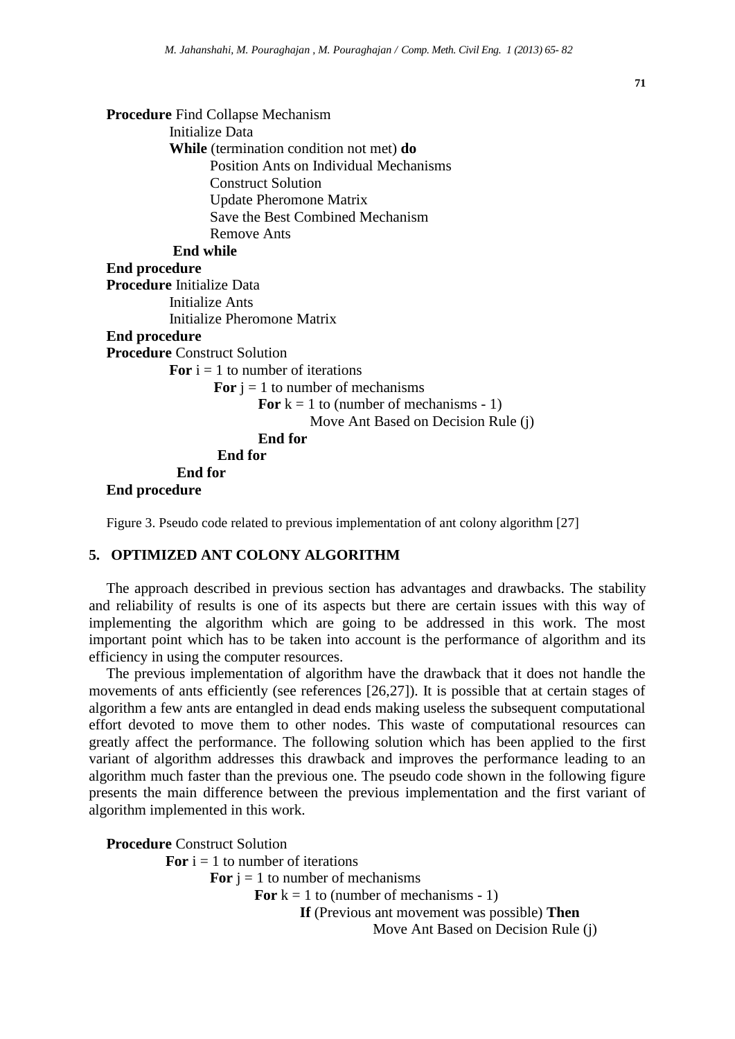```
Procedure Find Collapse Mechanism
        Initialize Data
        While (termination condition not met) do
            Position Ants on Individual Mechanisms
            Construct Solution
            Update Pheromone Matrix
            Save the Best Combined Mechanism
            Remove Ants
        End while
End procedure
Procedure Initialize Data
        Initialize Ants
        Initialize Pheromone Matrix
End procedure
Procedure Construct Solution
        For i = 1 to number of iterations
            For j = 1 to number of mechanisms
                For k = 1 to (number of mechanisms - 1)
                    Move Ant Based on Decision Rule (j)
                End for
            End for
        End for
End procedure
```

Figure 3. Pseudo code related to previous implementation of ant colony algorithm [27]

## 5. OPTIMIZED ANT COLONY ALGORITHM

The approach described in previous section has advantages and drawbacks. The stability and reliability of results is one of its aspects but there are certain issues with this way of implementing the algorithm which are going to be addressed in this work. The most important point which has to be taken into account is the performance of algorithm and its efficiency in using the computer resources.

The previous implementation of algorithm have the drawback that it does not handle the movements of ants efficiently (see references [26,27]). It is possible that at certain stages of algorithm a few ants are entangled in dead ends making useless the subsequent computational effort devoted to move them to other nodes. This waste of computational resources can greatly affect the performance. The following solution which has been applied to the first variant of algorithm addresses this drawback and improves the performance leading to an algorithm much faster than the previous one. The pseudo code shown in the following figure presents the main difference between the previous implementation and the first variant of algorithm implemented in this work.

```
Procedure Construct Solution
        For i = 1 to number of iterations
            For j = 1 to number of mechanisms
                For k = 1 to (number of mechanisms - 1)
                    If (Previous ant movement was possible) Then
                        Move Ant Based on Decision Rule (j)
```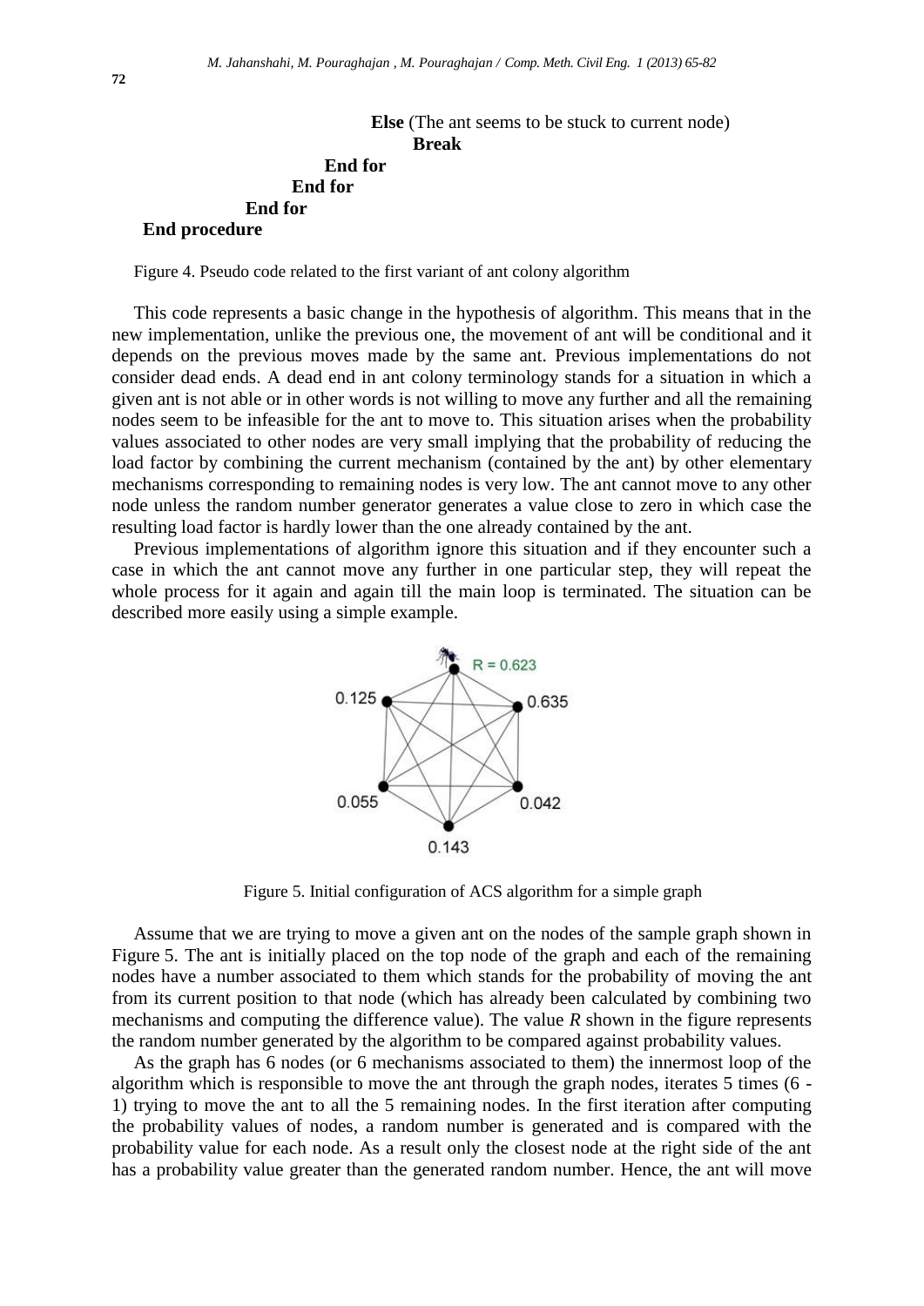```
                Else (The ant seems to be stuck to current node)
                    Break
            End for
        End for
    End for
End procedure
```

Figure 4. Pseudo code related to the first variant of ant colony algorithm

This code represents a basic change in the hypothesis of algorithm. This means that in the new implementation, unlike the previous one, the movement of ant will be conditional and it depends on the previous moves made by the same ant. Previous implementations do not consider dead ends. A dead end in ant colony terminology stands for a situation in which a given ant is not able or in other words is not willing to move any further and all the remaining nodes seem to be infeasible for the ant to move to. This situation arises when the probability values associated to other nodes are very small implying that the probability of reducing the load factor by combining the current mechanism (contained by the ant) by other elementary mechanisms corresponding to remaining nodes is very low. The ant cannot move to any other node unless the random number generator generates a value close to zero in which case the resulting load factor is hardly lower than the one already contained by the ant.

Previous implementations of algorithm ignore this situation and if they encounter such a case in which the ant cannot move any further in one particular step, they will repeat the whole process for it again and again till the main loop is terminated. The situation can be described more easily using a simple example.

Figure 5. Initial configuration of ACS algorithm for a simple graph

Assume that we are trying to move a given ant on the nodes of the sample graph shown in Figure 5. The ant is initially placed on the top node of the graph and each of the remaining nodes have a number associated to them which stands for the probability of moving the ant from its current position to that node (which has already been calculated by combining two mechanisms and computing the difference value). The value *R* shown in the figure represents the random number generated by the algorithm to be compared against probability values.

As the graph has 6 nodes (or 6 mechanisms associated to them) the innermost loop of the algorithm which is responsible to move the ant through the graph nodes, iterates 5 times (6 - 1) trying to move the ant to all the 5 remaining nodes. In the first iteration after computing the probability values of nodes, a random number is generated and is compared with the probability value for each node. As a result only the closest node at the right side of the ant has a probability value greater than the generated random number. Hence, the ant will move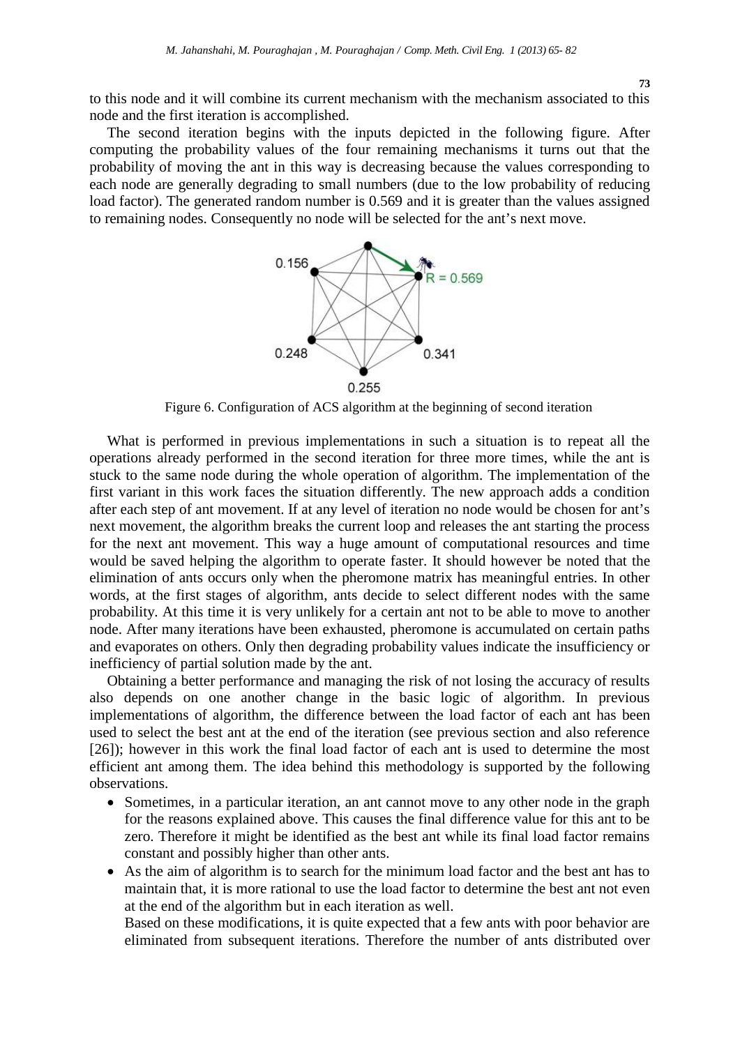to this node and it will combine its current mechanism with the mechanism associated to this node and the first iteration is accomplished.

The second iteration begins with the inputs depicted in the following figure. After computing the probability values of the four remaining mechanisms it turns out that the probability of moving the ant in this way is decreasing because the values corresponding to each node are generally degrading to small numbers (due to the low probability of reducing load factor). The generated random number is 0.569 and it is greater than the values assigned to remaining nodes. Consequently no node will be selected for the ant's next move.

Figure 6. Configuration of ACS algorithm at the beginning of second iteration

What is performed in previous implementations in such a situation is to repeat all the operations already performed in the second iteration for three more times, while the ant is stuck to the same node during the whole operation of algorithm. The implementation of the first variant in this work faces the situation differently. The new approach adds a condition after each step of ant movement. If at any level of iteration no node would be chosen for ant's next movement, the algorithm breaks the current loop and releases the ant starting the process for the next ant movement. This way a huge amount of computational resources and time would be saved helping the algorithm to operate faster. It should however be noted that the elimination of ants occurs only when the pheromone matrix has meaningful entries. In other words, at the first stages of algorithm, ants decide to select different nodes with the same probability. At this time it is very unlikely for a certain ant not to be able to move to another node. After many iterations have been exhausted, pheromone is accumulated on certain paths and evaporates on others. Only then degrading probability values indicate the insufficiency or inefficiency of partial solution made by the ant.

Obtaining a better performance and managing the risk of not losing the accuracy of results also depends on one another change in the basic logic of algorithm. In previous implementations of algorithm, the difference between the load factor of each ant has been used to select the best ant at the end of the iteration (see previous section and also reference [26]); however in this work the final load factor of each ant is used to determine the most efficient ant among them. The idea behind this methodology is supported by the following observations.

- Sometimes, in a particular iteration, an ant cannot move to any other node in the graph for the reasons explained above. This causes the final difference value for this ant to be zero. Therefore it might be identified as the best ant while its final load factor remains constant and possibly higher than other ants.
- As the aim of algorithm is to search for the minimum load factor and the best ant has to maintain that, it is more rational to use the load factor to determine the best ant not even at the end of the algorithm but in each iteration as well.

  Based on these modifications, it is quite expected that a few ants with poor behavior are eliminated from subsequent iterations. Therefore the number of ants distributed over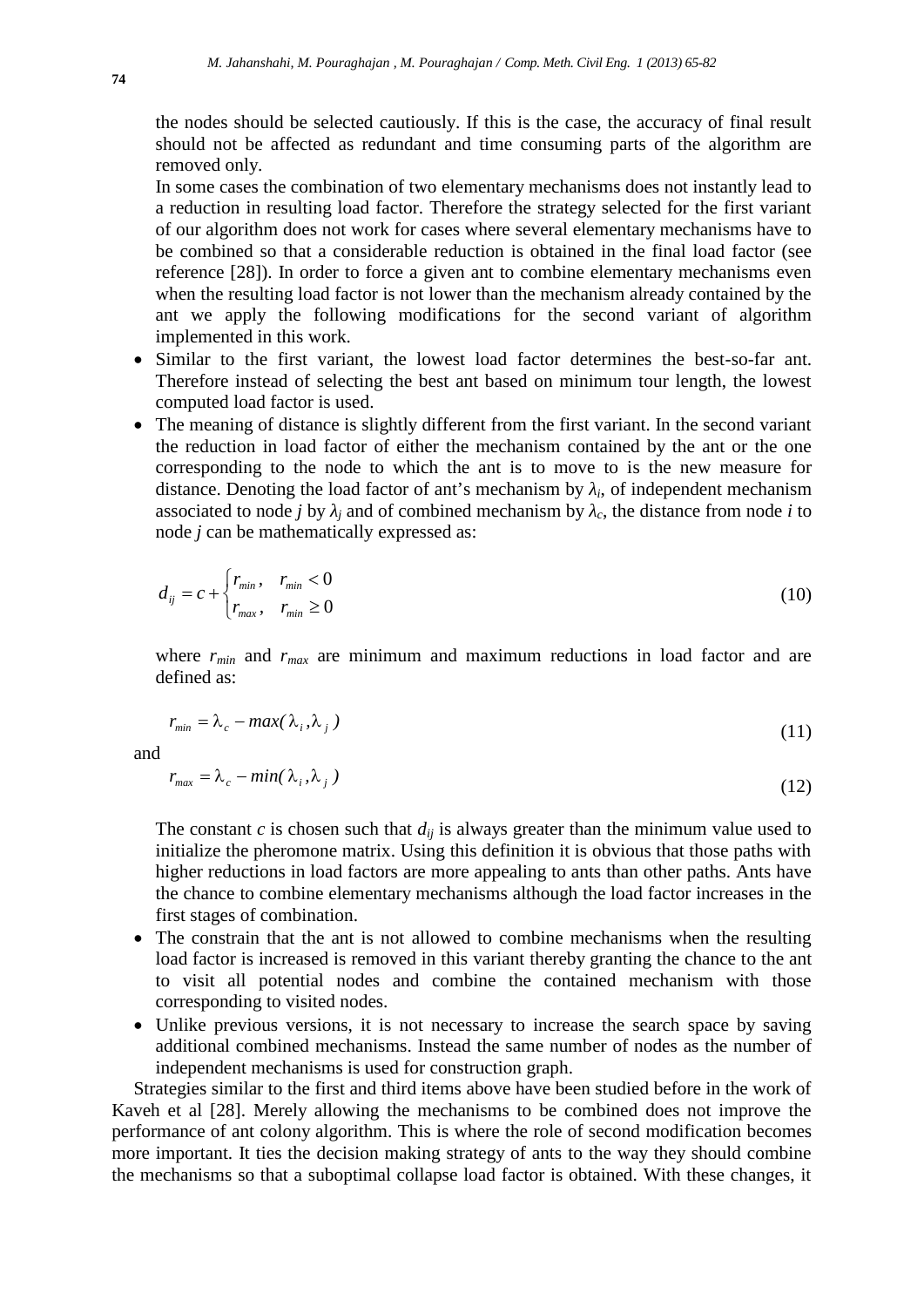the nodes should be selected cautiously. If this is the case, the accuracy of final result should not be affected as redundant and time consuming parts of the algorithm are removed only.

In some cases the combination of two elementary mechanisms does not instantly lead to a reduction in resulting load factor. Therefore the strategy selected for the first variant of our algorithm does not work for cases where several elementary mechanisms have to be combined so that a considerable reduction is obtained in the final load factor (see reference [28]). In order to force a given ant to combine elementary mechanisms even when the resulting load factor is not lower than the mechanism already contained by the ant we apply the following modifications for the second variant of algorithm implemented in this work.

- Similar to the first variant, the lowest load factor determines the best-so-far ant. Therefore instead of selecting the best ant based on minimum tour length, the lowest computed load factor is used.
- The meaning of distance is slightly different from the first variant. In the second variant the reduction in load factor of either the mechanism contained by the ant or the one corresponding to the node to which the ant is to move to is the new measure for distance. Denoting the load factor of ant's mechanism by $\lambda_i$, of independent mechanism associated to node *j* by $\lambda_j$ and of combined mechanism by $\lambda_c$, the distance from node *i* to node *j* can be mathematically expressed as:

$$d_{ij} = c + \begin{cases} r_{min}, & r_{min} < 0 \\ r_{max}, & r_{min} \geq 0 \end{cases} \tag{10}$$

where $r_{min}$ and $r_{max}$ are minimum and maximum reductions in load factor and are defined as:

$$r_{min} = \lambda_c - max(\lambda_i, \lambda_j) \tag{11}$$

and

$$r_{max} = \lambda_c - min(\lambda_i, \lambda_j) \tag{12}$$

The constant *c* is chosen such that $d_{ij}$ is always greater than the minimum value used to initialize the pheromone matrix. Using this definition it is obvious that those paths with higher reductions in load factors are more appealing to ants than other paths. Ants have the chance to combine elementary mechanisms although the load factor increases in the first stages of combination.

- The constrain that the ant is not allowed to combine mechanisms when the resulting load factor is increased is removed in this variant thereby granting the chance to the ant to visit all potential nodes and combine the contained mechanism with those corresponding to visited nodes.
- Unlike previous versions, it is not necessary to increase the search space by saving additional combined mechanisms. Instead the same number of nodes as the number of independent mechanisms is used for construction graph.

Strategies similar to the first and third items above have been studied before in the work of Kaveh et al [28]. Merely allowing the mechanisms to be combined does not improve the performance of ant colony algorithm. This is where the role of second modification becomes more important. It ties the decision making strategy of ants to the way they should combine the mechanisms so that a suboptimal collapse load factor is obtained. With these changes, it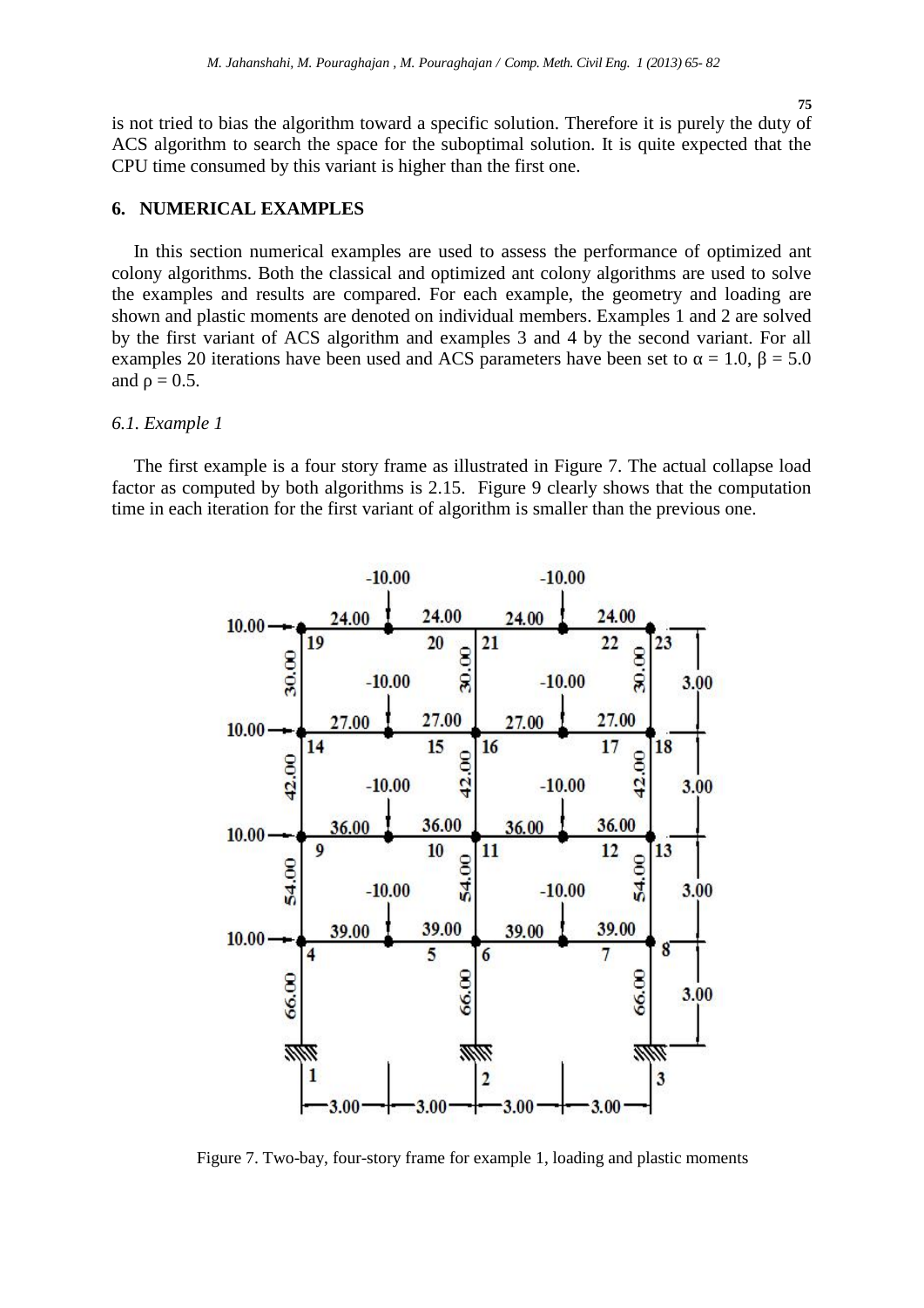is not tried to bias the algorithm toward a specific solution. Therefore it is purely the duty of ACS algorithm to search the space for the suboptimal solution. It is quite expected that the CPU time consumed by this variant is higher than the first one.

## 6. NUMERICAL EXAMPLES

In this section numerical examples are used to assess the performance of optimized ant colony algorithms. Both the classical and optimized ant colony algorithms are used to solve the examples and results are compared. For each example, the geometry and loading are shown and plastic moments are denoted on individual members. Examples 1 and 2 are solved by the first variant of ACS algorithm and examples 3 and 4 by the second variant. For all examples 20 iterations have been used and ACS parameters have been set to $\alpha = 1.0$, $\beta = 5.0$ and $\rho = 0.5$.

### *6.1. Example 1*

The first example is a four story frame as illustrated in Figure 7. The actual collapse load factor as computed by both algorithms is 2.15. Figure 9 clearly shows that the computation time in each iteration for the first variant of algorithm is smaller than the previous one.

Figure 7. Two-bay, four-story frame for example 1, loading and plastic moments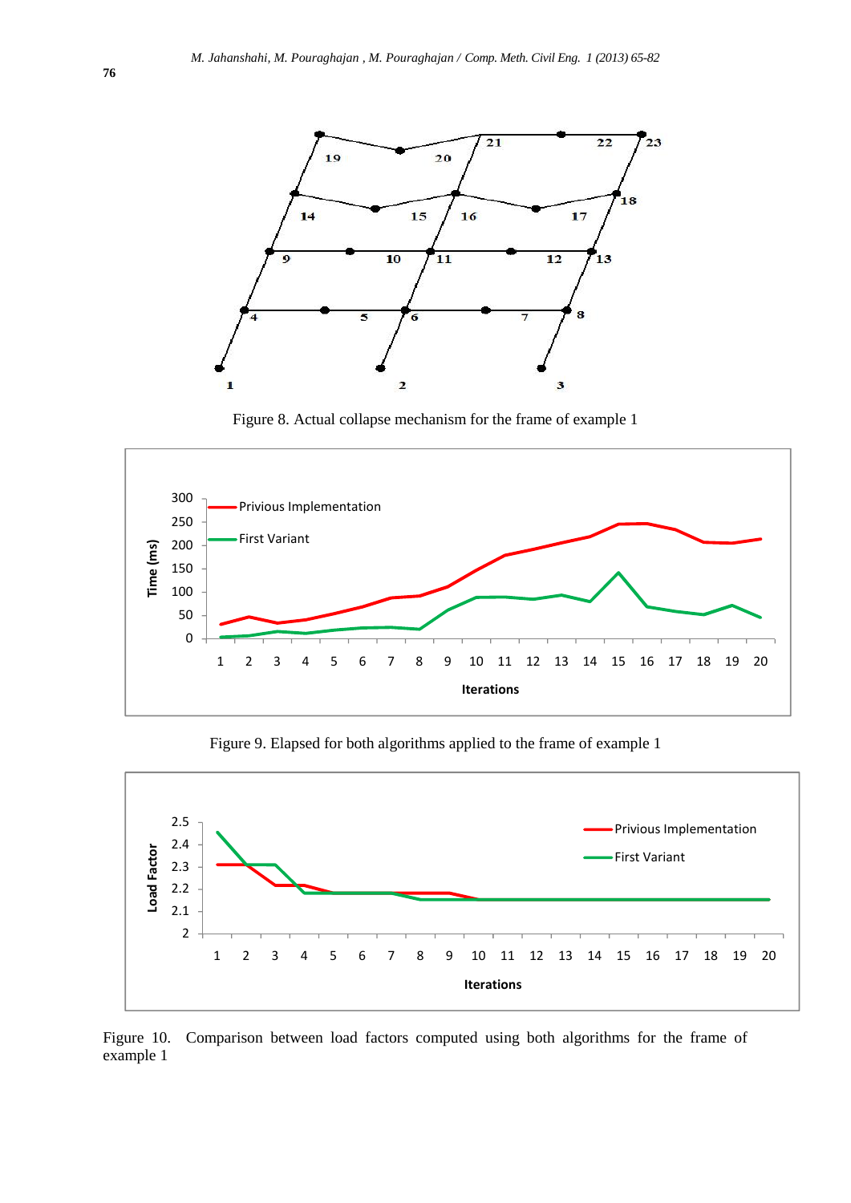Figure 8. Actual collapse mechanism for the frame of example 1

Figure 9. Elapsed for both algorithms applied to the frame of example 1

Figure 10. Comparison between load factors computed using both algorithms for the frame of example 1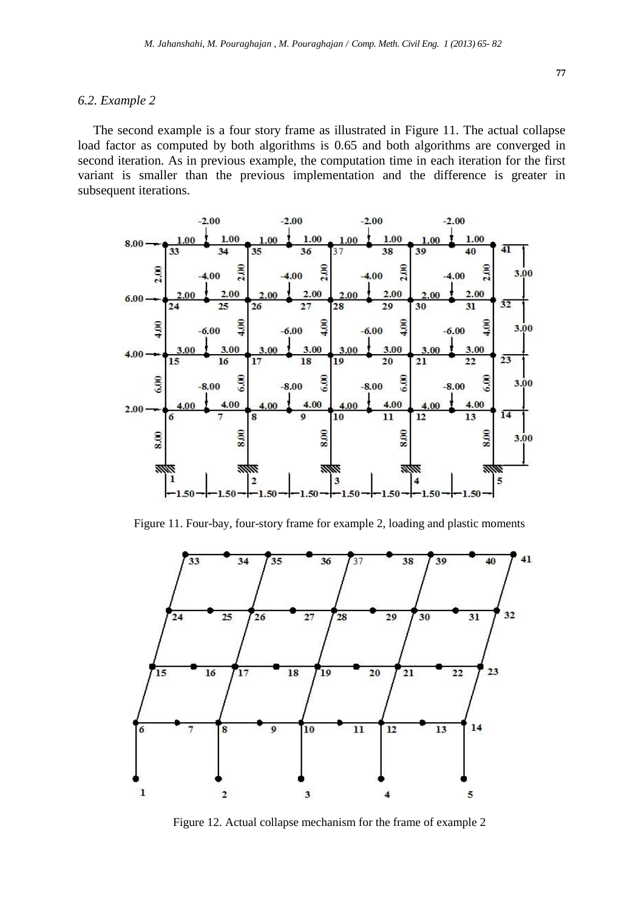*6.2. Example 2*

The second example is a four story frame as illustrated in Figure 11. The actual collapse load factor as computed by both algorithms is 0.65 and both algorithms are converged in second iteration. As in previous example, the computation time in each iteration for the first variant is smaller than the previous implementation and the difference is greater in subsequent iterations.

Figure 11. Four-bay, four-story frame for example 2, loading and plastic moments

Figure 12. Actual collapse mechanism for the frame of example 2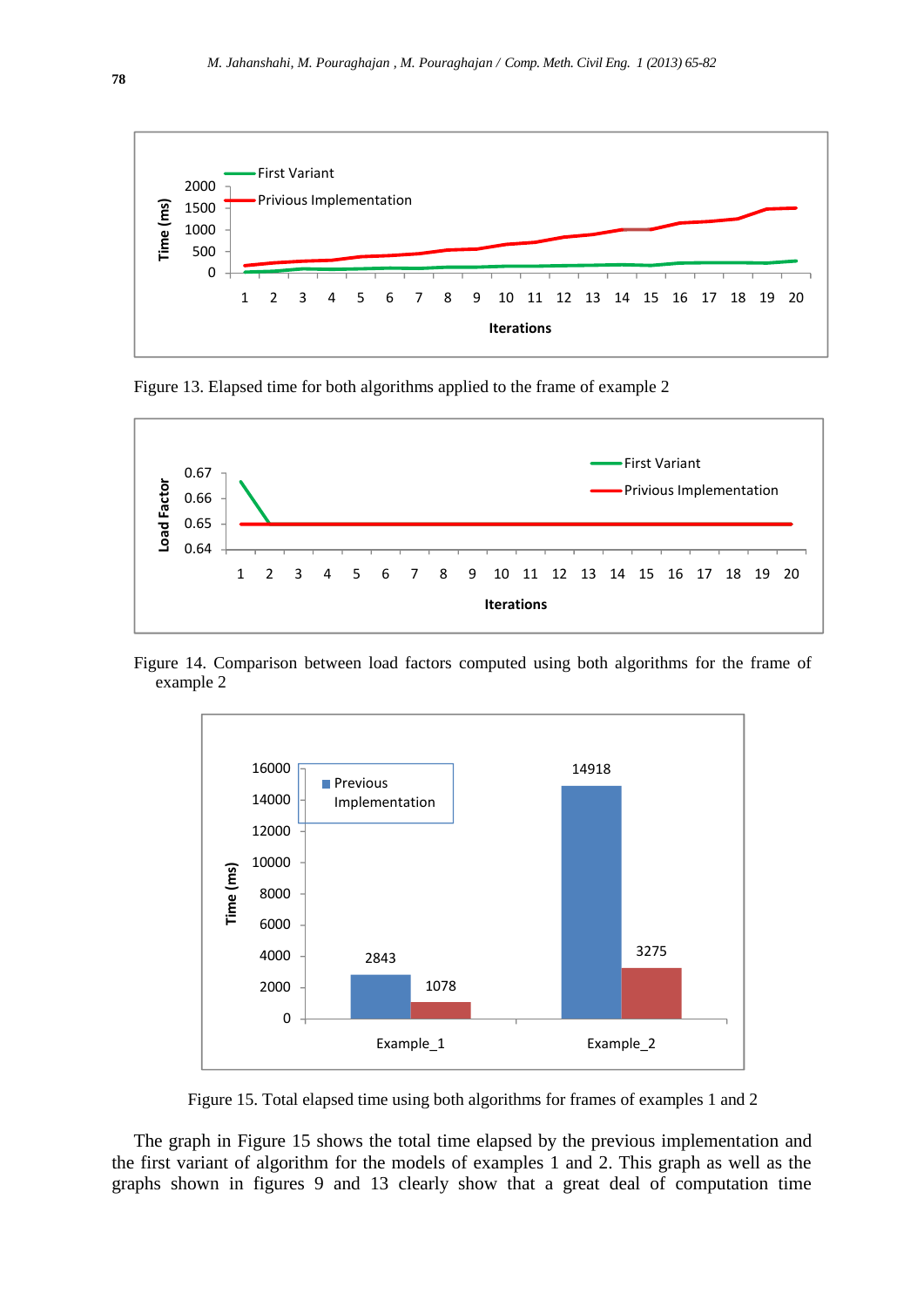Figure 13. Elapsed time for both algorithms applied to the frame of example 2

Figure 14. Comparison between load factors computed using both algorithms for the frame of example 2

Figure 15. Total elapsed time using both algorithms for frames of examples 1 and 2

The graph in Figure 15 shows the total time elapsed by the previous implementation and the first variant of algorithm for the models of examples 1 and 2. This graph as well as the graphs shown in figures 9 and 13 clearly show that a great deal of computation time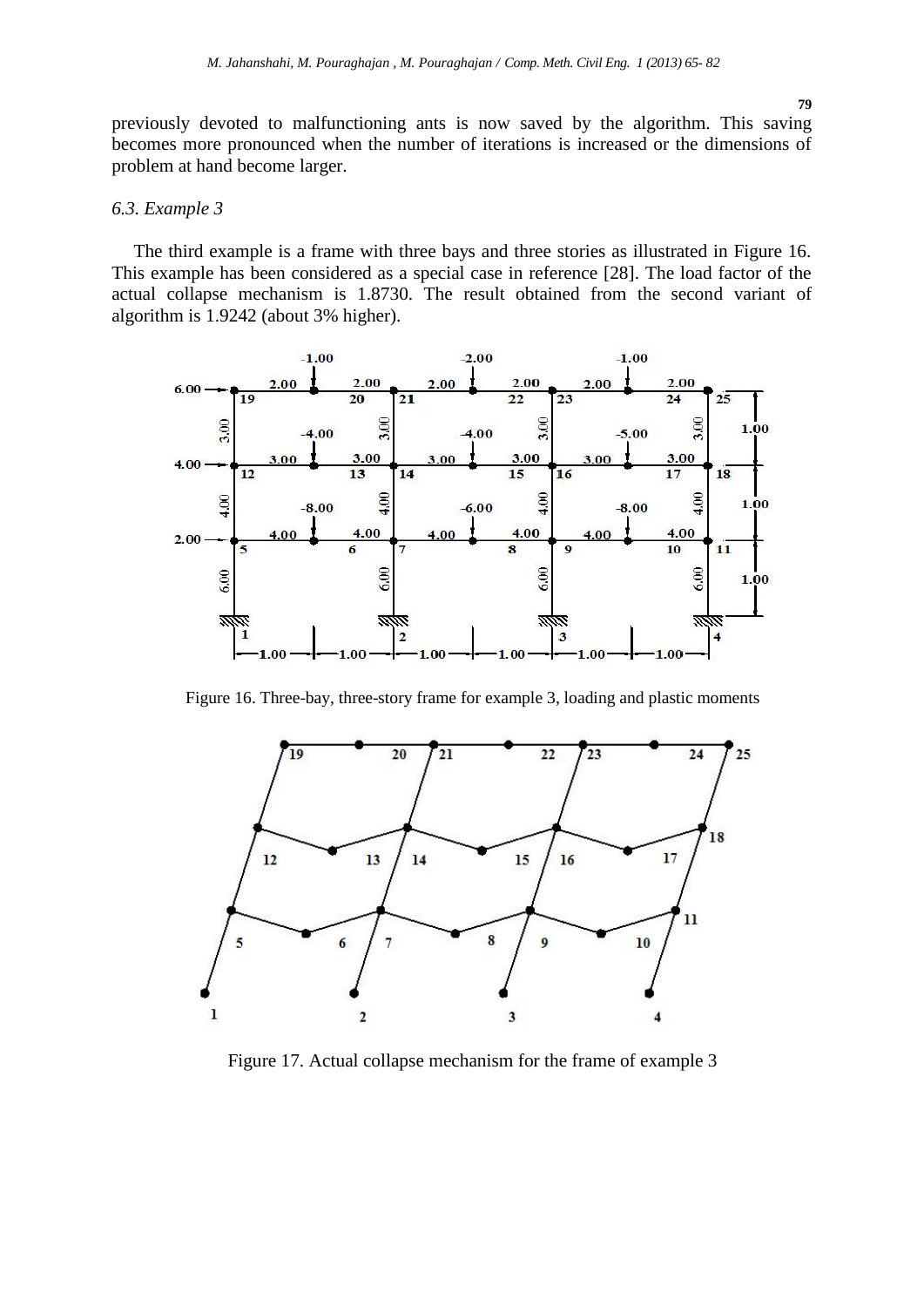previously devoted to malfunctioning ants is now saved by the algorithm. This saving becomes more pronounced when the number of iterations is increased or the dimensions of problem at hand become larger.

### *6.3. Example 3*

The third example is a frame with three bays and three stories as illustrated in Figure 16. This example has been considered as a special case in reference [28]. The load factor of the actual collapse mechanism is 1.8730. The result obtained from the second variant of algorithm is 1.9242 (about 3% higher).

Figure 16. Three-bay, three-story frame for example 3, loading and plastic moments

Figure 17. Actual collapse mechanism for the frame of example 3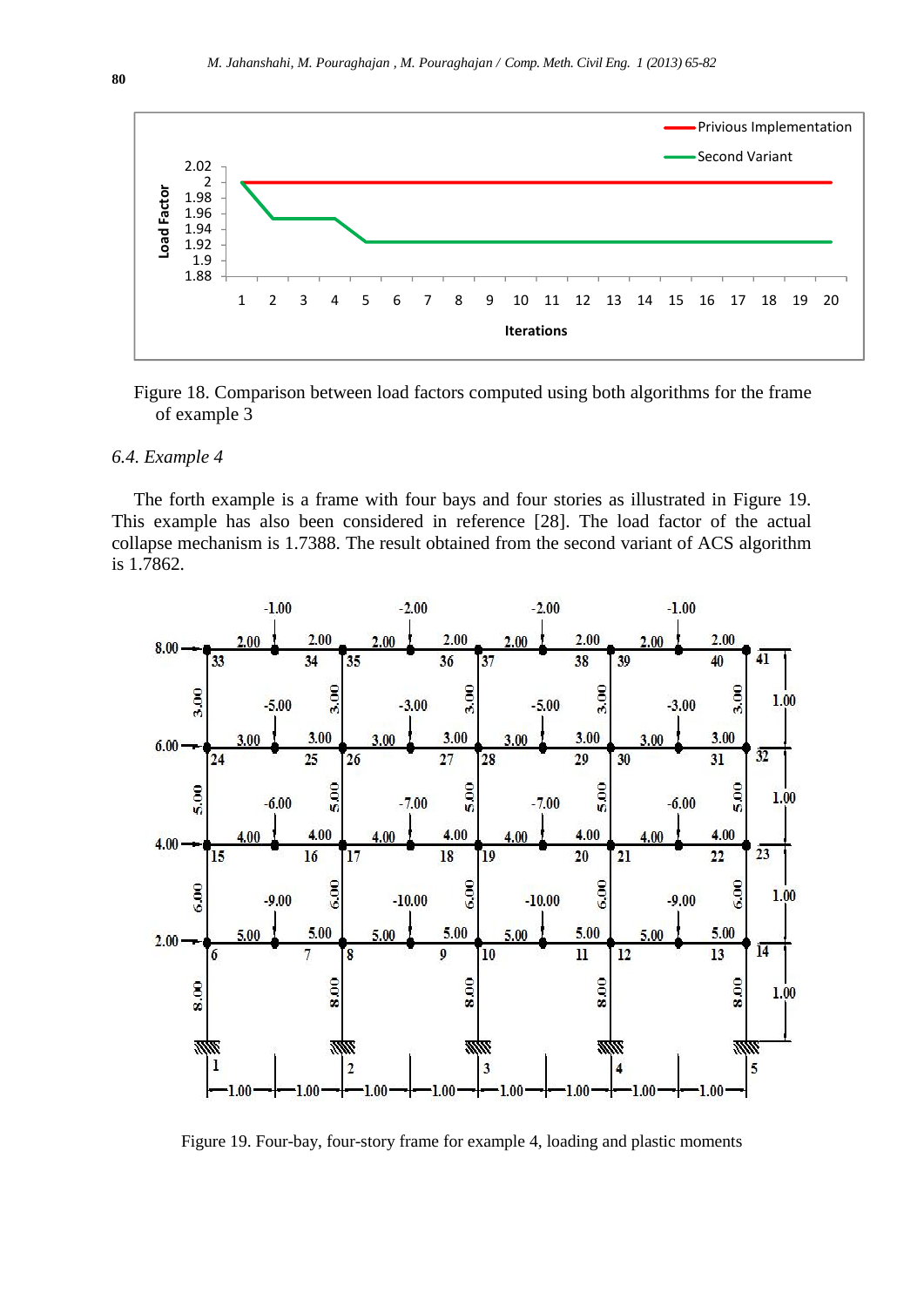Figure 18. Comparison between load factors computed using both algorithms for the frame of example 3

### 6.4. Example 4

The forth example is a frame with four bays and four stories as illustrated in Figure 19. This example has also been considered in reference [28]. The load factor of the actual collapse mechanism is 1.7388. The result obtained from the second variant of ACS algorithm is 1.7862.

Figure 19. Four-bay, four-story frame for example 4, loading and plastic moments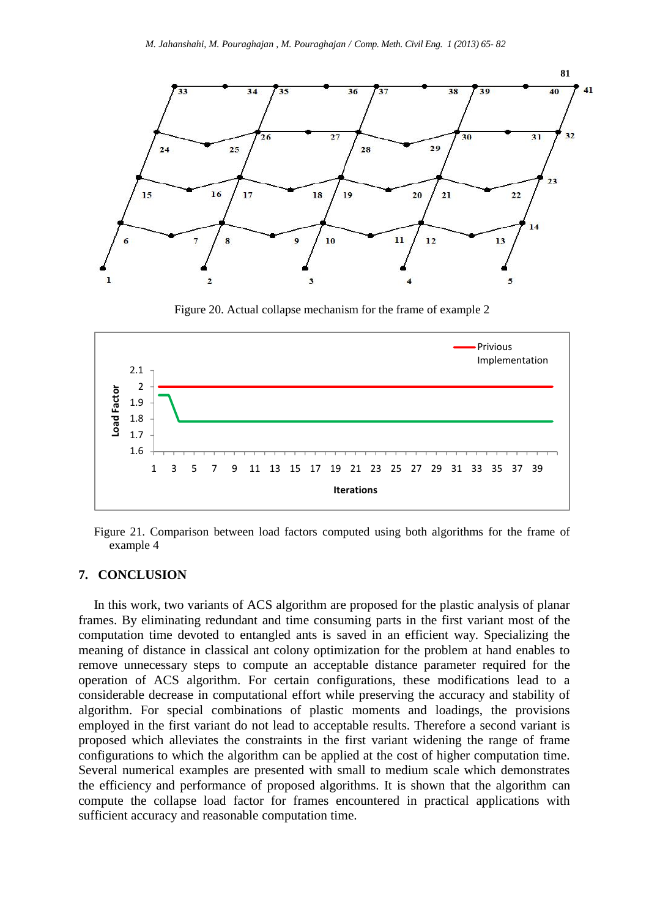Figure 20. Actual collapse mechanism for the frame of example 2

Figure 21. Comparison between load factors computed using both algorithms for the frame of example 4

## 7. CONCLUSION

In this work, two variants of ACS algorithm are proposed for the plastic analysis of planar frames. By eliminating redundant and time consuming parts in the first variant most of the computation time devoted to entangled ants is saved in an efficient way. Specializing the meaning of distance in classical ant colony optimization for the problem at hand enables to remove unnecessary steps to compute an acceptable distance parameter required for the operation of ACS algorithm. For certain configurations, these modifications lead to a considerable decrease in computational effort while preserving the accuracy and stability of algorithm. For special combinations of plastic moments and loadings, the provisions employed in the first variant do not lead to acceptable results. Therefore a second variant is proposed which alleviates the constraints in the first variant widening the range of frame configurations to which the algorithm can be applied at the cost of higher computation time. Several numerical examples are presented with small to medium scale which demonstrates the efficiency and performance of proposed algorithms. It is shown that the algorithm can compute the collapse load factor for frames encountered in practical applications with sufficient accuracy and reasonable computation time.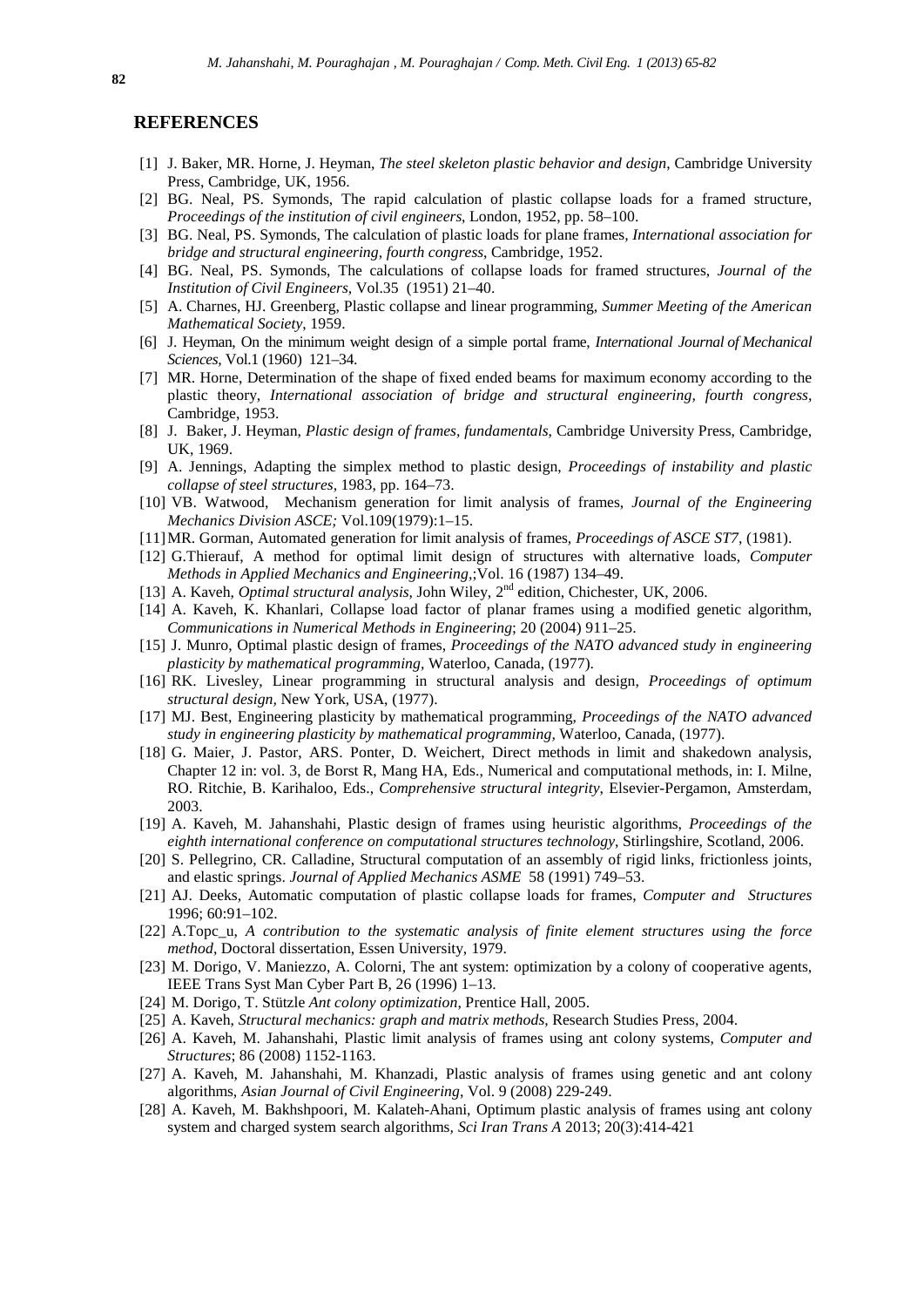## REFERENCES

[1] J. Baker, MR. Horne, J. Heyman, *The steel skeleton plastic behavior and design*, Cambridge University Press, Cambridge, UK, 1956.

[2] BG. Neal, PS. Symonds, The rapid calculation of plastic collapse loads for a framed structure, *Proceedings of the institution of civil engineers*, London, 1952, pp. 58–100.

[3] BG. Neal, PS. Symonds, The calculation of plastic loads for plane frames, *International association for bridge and structural engineering, fourth congress*, Cambridge, 1952.

[4] BG. Neal, PS. Symonds, The calculations of collapse loads for framed structures, *Journal of the Institution of Civil Engineers*, Vol.35 (1951) 21–40.

[5] A. Charnes, HJ. Greenberg, Plastic collapse and linear programming, *Summer Meeting of the American Mathematical Society*, 1959.

[6] J. Heyman, On the minimum weight design of a simple portal frame, *International Journal of Mechanical Sciences*, Vol.1 (1960) 121–34.

[7] MR. Horne, Determination of the shape of fixed ended beams for maximum economy according to the plastic theory, *International association of bridge and structural engineering, fourth congress*, Cambridge, 1953.

[8] J. Baker, J. Heyman, *Plastic design of frames, fundamentals*, Cambridge University Press, Cambridge, UK, 1969.

[9] A. Jennings, Adapting the simplex method to plastic design, *Proceedings of instability and plastic collapse of steel structures*, 1983, pp. 164–73.

[10] VB. Watwood, Mechanism generation for limit analysis of frames, *Journal of the Engineering Mechanics Division ASCE;* Vol.109(1979):1–15.

[11] MR. Gorman, Automated generation for limit analysis of frames, *Proceedings of ASCE ST7*, (1981).

[12] G.Thierauf, A method for optimal limit design of structures with alternative loads, *Computer Methods in Applied Mechanics and Engineering*,;Vol. 16 (1987) 134–49.

[13] A. Kaveh, *Optimal structural analysis*, John Wiley, 2nd edition, Chichester, UK, 2006.

[14] A. Kaveh, K. Khanlari, Collapse load factor of planar frames using a modified genetic algorithm, *Communications in Numerical Methods in Engineering*; 20 (2004) 911–25.

[15] J. Munro, Optimal plastic design of frames, *Proceedings of the NATO advanced study in engineering plasticity by mathematical programming*, Waterloo, Canada, (1977).

[16] RK. Livesley, Linear programming in structural analysis and design, *Proceedings of optimum structural design*, New York, USA, (1977).

[17] MJ. Best, Engineering plasticity by mathematical programming, *Proceedings of the NATO advanced study in engineering plasticity by mathematical programming*, Waterloo, Canada, (1977).

[18] G. Maier, J. Pastor, ARS. Ponter, D. Weichert, Direct methods in limit and shakedown analysis, Chapter 12 in: vol. 3, de Borst R, Mang HA, Eds., Numerical and computational methods, in: I. Milne, RO. Ritchie, B. Karihaloo, Eds., *Comprehensive structural integrity*, Elsevier-Pergamon, Amsterdam, 2003.

[19] A. Kaveh, M. Jahanshahi, Plastic design of frames using heuristic algorithms, *Proceedings of the eighth international conference on computational structures technology*, Stirlingshire, Scotland, 2006.

[20] S. Pellegrino, CR. Calladine, Structural computation of an assembly of rigid links, frictionless joints, and elastic springs. *Journal of Applied Mechanics ASME* 58 (1991) 749–53.

[21] AJ. Deeks, Automatic computation of plastic collapse loads for frames, *Computer and Structures* 1996; 60:91–102.

[22] A.Topc_u, *A contribution to the systematic analysis of finite element structures using the force method*, Doctoral dissertation, Essen University, 1979.

[23] M. Dorigo, V. Maniezzo, A. Colorni, The ant system: optimization by a colony of cooperative agents, IEEE Trans Syst Man Cyber Part B, 26 (1996) 1–13.

[24] M. Dorigo, T. Stützle *Ant colony optimization*, Prentice Hall, 2005.

[25] A. Kaveh, *Structural mechanics: graph and matrix methods*, Research Studies Press, 2004.

[26] A. Kaveh, M. Jahanshahi, Plastic limit analysis of frames using ant colony systems, *Computer and Structures*; 86 (2008) 1152-1163.

[27] A. Kaveh, M. Jahanshahi, M. Khanzadi, Plastic analysis of frames using genetic and ant colony algorithms, *Asian Journal of Civil Engineering*, Vol. 9 (2008) 229-249.

[28] A. Kaveh, M. Bakhshpoori, M. Kalateh-Ahani, Optimum plastic analysis of frames using ant colony system and charged system search algorithms, *Sci Iran Trans A* 2013; 20(3):414-421